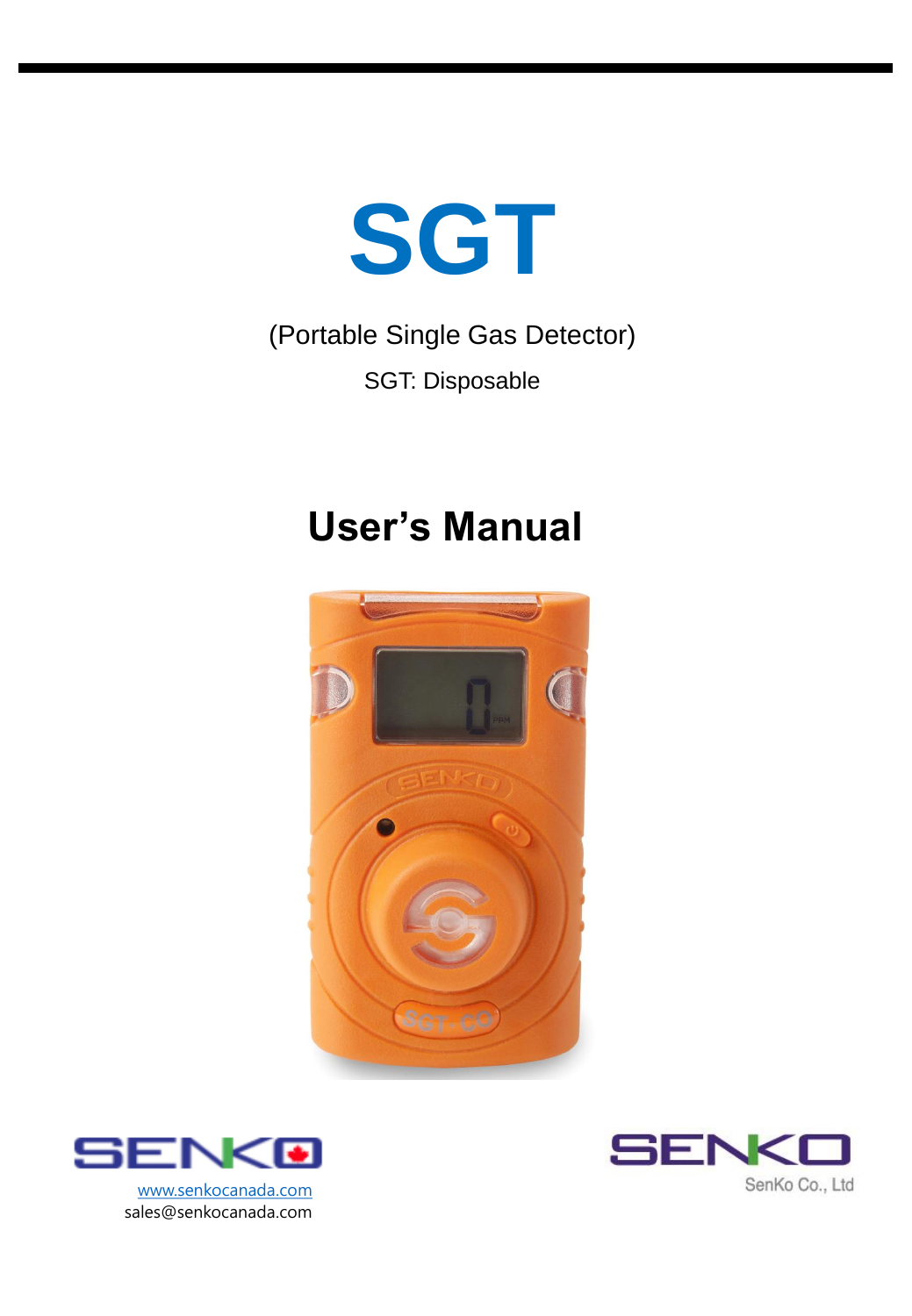# SGT

(Portable Single Gas Detector)

SGT: Disposable

# User's Manual

www.senkocanada.com
sales@senkocanada.com

SenKo Co., Ltd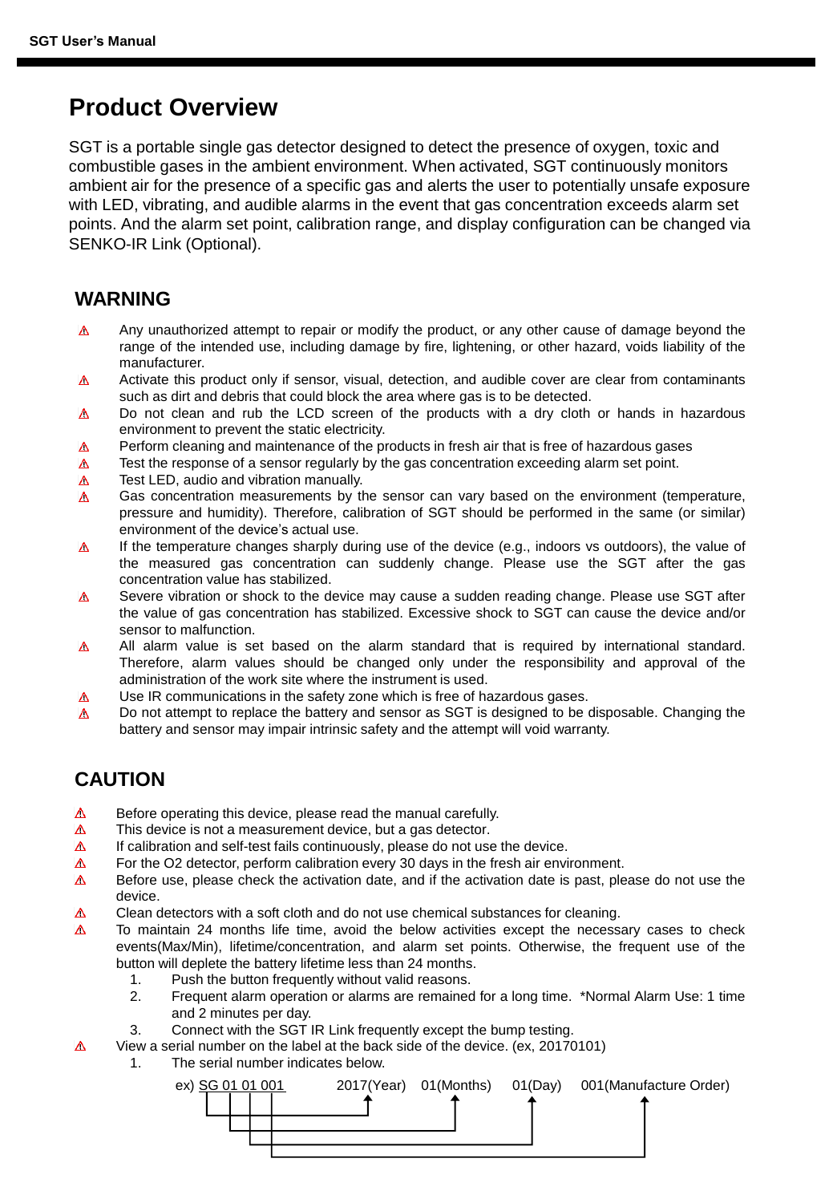# Product Overview

SGT is a portable single gas detector designed to detect the presence of oxygen, toxic and combustible gases in the ambient environment. When activated, SGT continuously monitors ambient air for the presence of a specific gas and alerts the user to potentially unsafe exposure with LED, vibrating, and audible alarms in the event that gas concentration exceeds alarm set points. And the alarm set point, calibration range, and display configuration can be changed via SENKO-IR Link (Optional).

## WARNING

- ⚠ Any unauthorized attempt to repair or modify the product, or any other cause of damage beyond the range of the intended use, including damage by fire, lightening, or other hazard, voids liability of the manufacturer.
- ⚠ Activate this product only if sensor, visual, detection, and audible cover are clear from contaminants such as dirt and debris that could block the area where gas is to be detected.
- ⚠ Do not clean and rub the LCD screen of the products with a dry cloth or hands in hazardous environment to prevent the static electricity.
- ⚠ Perform cleaning and maintenance of the products in fresh air that is free of hazardous gases
- ⚠ Test the response of a sensor regularly by the gas concentration exceeding alarm set point.
- ⚠ Test LED, audio and vibration manually.
- ⚠ Gas concentration measurements by the sensor can vary based on the environment (temperature, pressure and humidity). Therefore, calibration of SGT should be performed in the same (or similar) environment of the device's actual use.
- ⚠ If the temperature changes sharply during use of the device (e.g., indoors vs outdoors), the value of the measured gas concentration can suddenly change. Please use the SGT after the gas concentration value has stabilized.
- ⚠ Severe vibration or shock to the device may cause a sudden reading change. Please use SGT after the value of gas concentration has stabilized. Excessive shock to SGT can cause the device and/or sensor to malfunction.
- ⚠ All alarm value is set based on the alarm standard that is required by international standard. Therefore, alarm values should be changed only under the responsibility and approval of the administration of the work site where the instrument is used.
- ⚠ Use IR communications in the safety zone which is free of hazardous gases.
- ⚠ Do not attempt to replace the battery and sensor as SGT is designed to be disposable. Changing the battery and sensor may impair intrinsic safety and the attempt will void warranty.

## CAUTION

- ⚠ Before operating this device, please read the manual carefully.
- ⚠ This device is not a measurement device, but a gas detector.
- ⚠ If calibration and self-test fails continuously, please do not use the device.
- ⚠ For the O2 detector, perform calibration every 30 days in the fresh air environment.
- ⚠ Before use, please check the activation date, and if the activation date is past, please do not use the device.
- ⚠ Clean detectors with a soft cloth and do not use chemical substances for cleaning.
- ⚠ To maintain 24 months life time, avoid the below activities except the necessary cases to check events(Max/Min), lifetime/concentration, and alarm set points. Otherwise, the frequent use of the button will deplete the battery lifetime less than 24 months.
  1. Push the button frequently without valid reasons.
  2. Frequent alarm operation or alarms are remained for a long time. *Normal Alarm Use: 1 time and 2 minutes per day.
  3. Connect with the SGT IR Link frequently except the bump testing.
- ⚠ View a serial number on the label at the back side of the device. (ex, 20170101)
  1. The serial number indicates below.

ex) SG 01 01 001 → SG: 2017(Year), 01: 01(Months), 01: 01(Day), 001: 001(Manufacture Order)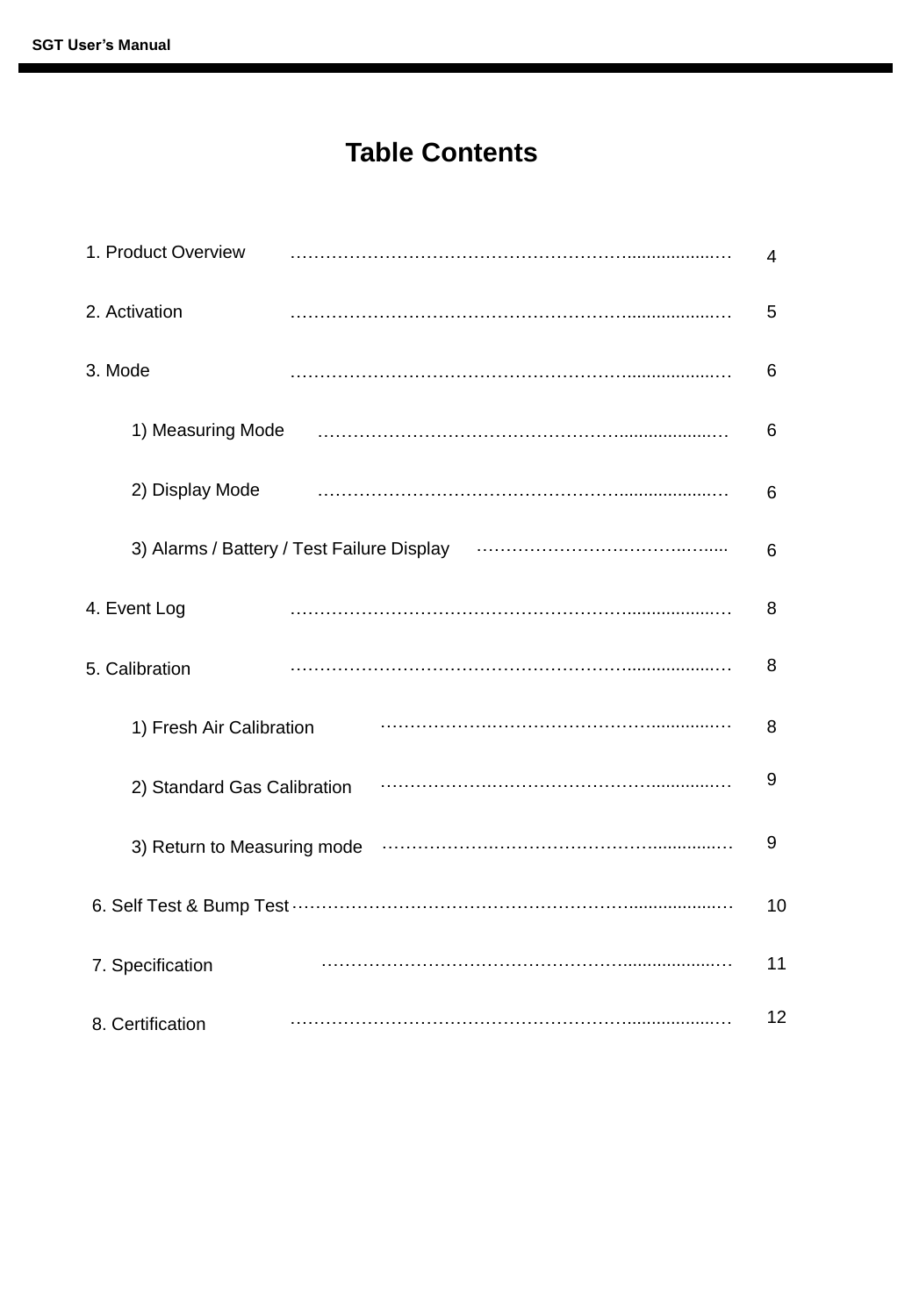# Table Contents

1. Product Overview ........................................ 4

2. Activation ........................................ 5

3. Mode ........................................ 6

    1) Measuring Mode ........................................ 6

    2) Display Mode ........................................ 6

    3) Alarms / Battery / Test Failure Display ........................................ 6

4. Event Log ........................................ 8

5. Calibration ........................................ 8

    1) Fresh Air Calibration ........................................ 8

    2) Standard Gas Calibration ........................................ 9

    3) Return to Measuring mode ........................................ 9

6. Self Test & Bump Test ........................................ 10

7. Specification ........................................ 11

8. Certification ........................................ 12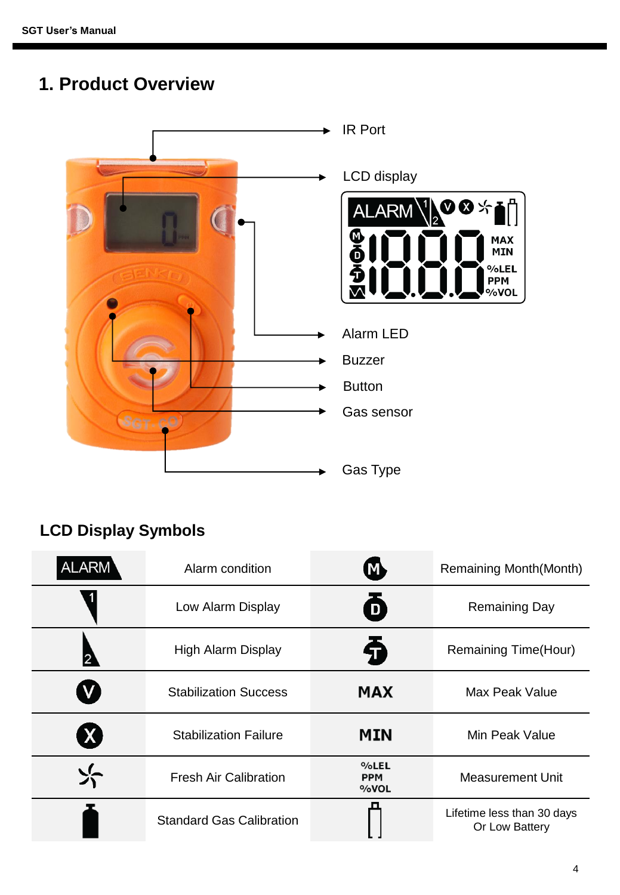# 1. Product Overview

IR Port

LCD display

Alarm LED

Buzzer

Button

Gas sensor

Gas Type

## LCD Display Symbols

| Symbol | Description | Symbol | Description |
|---|---|---|---|
| ALARM | Alarm condition | M | Remaining Month(Month) |
| 1 | Low Alarm Display | D | Remaining Day |
| 2 | High Alarm Display | T | Remaining Time(Hour) |
| V | Stabilization Success | MAX | Max Peak Value |
| X | Stabilization Failure | MIN | Min Peak Value |
| | Fresh Air Calibration | %LEL PPM %VOL | Measurement Unit |
| | Standard Gas Calibration | | Lifetime less than 30 days Or Low Battery |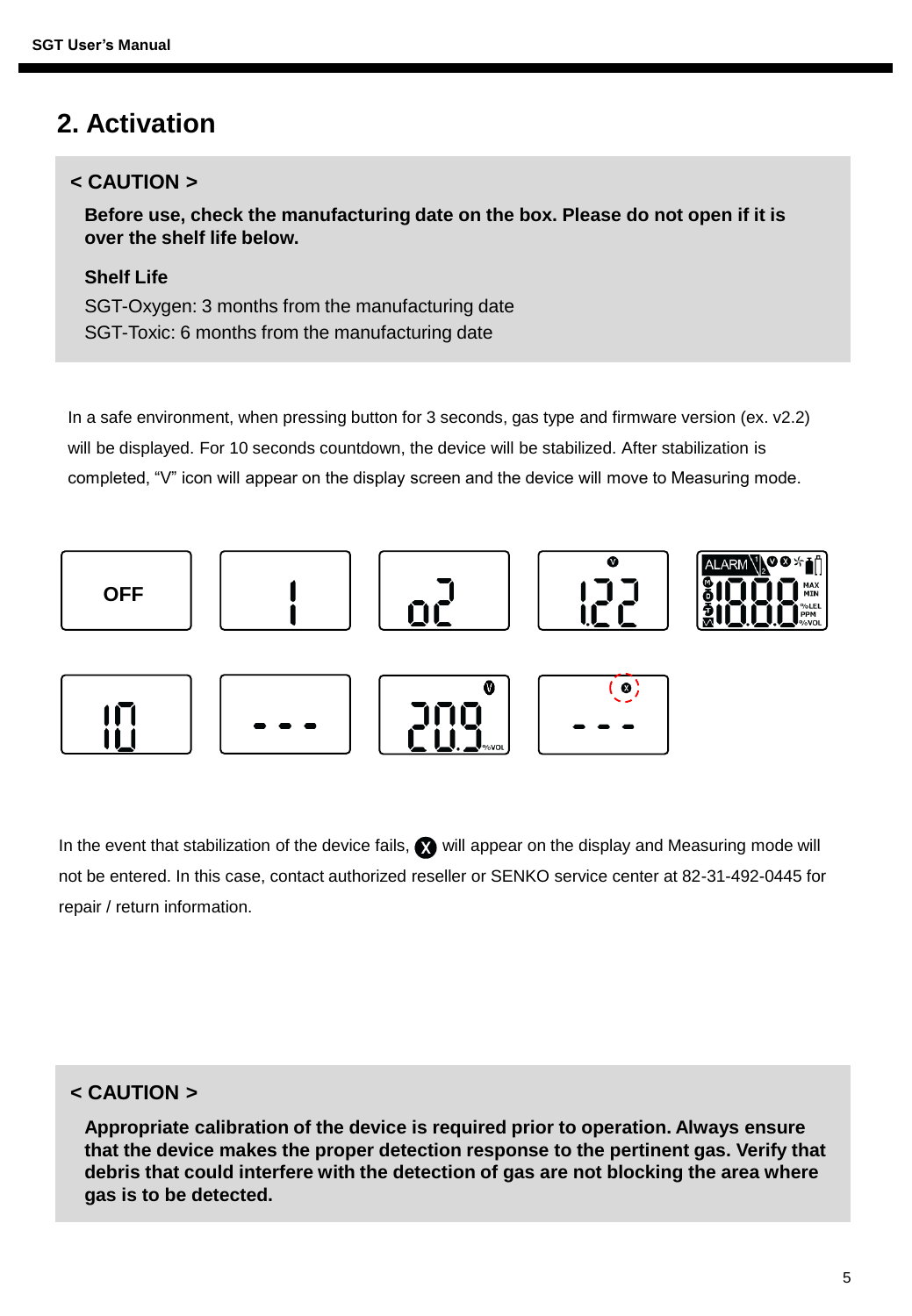## 2. Activation

**< CAUTION >**

**Before use, check the manufacturing date on the box. Please do not open if it is over the shelf life below.**

**Shelf Life**

SGT-Oxygen: 3 months from the manufacturing date
SGT-Toxic: 6 months from the manufacturing date

In a safe environment, when pressing button for 3 seconds, gas type and firmware version (ex. v2.2) will be displayed. For 10 seconds countdown, the device will be stabilized. After stabilization is completed, "V" icon will appear on the display screen and the device will move to Measuring mode.

In the event that stabilization of the device fails, ⓧ will appear on the display and Measuring mode will not be entered. In this case, contact authorized reseller or SENKO service center at 82-31-492-0445 for repair / return information.

**< CAUTION >**

**Appropriate calibration of the device is required prior to operation. Always ensure that the device makes the proper detection response to the pertinent gas. Verify that debris that could interfere with the detection of gas are not blocking the area where gas is to be detected.**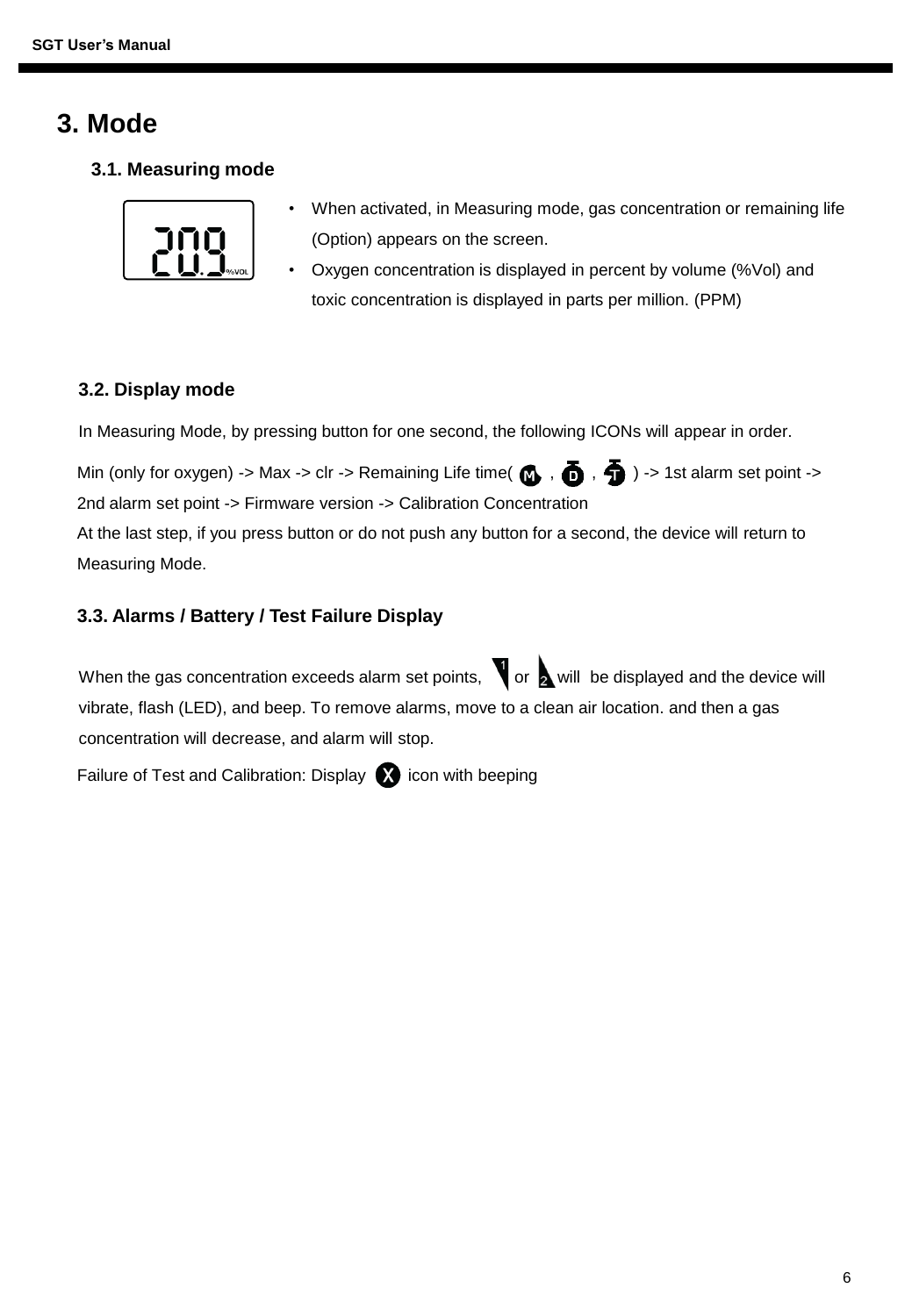# 3. Mode

## 3.1. Measuring mode

- When activated, in Measuring mode, gas concentration or remaining life (Option) appears on the screen.
- Oxygen concentration is displayed in percent by volume (%Vol) and toxic concentration is displayed in parts per million. (PPM)

## 3.2. Display mode

In Measuring Mode, by pressing button for one second, the following ICONs will appear in order.

Min (only for oxygen) -> Max -> clr -> Remaining Life time( , , ) -> 1st alarm set point -> 2nd alarm set point -> Firmware version -> Calibration Concentration

At the last step, if you press button or do not push any button for a second, the device will return to Measuring Mode.

## 3.3. Alarms / Battery / Test Failure Display

When the gas concentration exceeds alarm set points, or will be displayed and the device will vibrate, flash (LED), and beep. To remove alarms, move to a clean air location. and then a gas concentration will decrease, and alarm will stop.

Failure of Test and Calibration: Display icon with beeping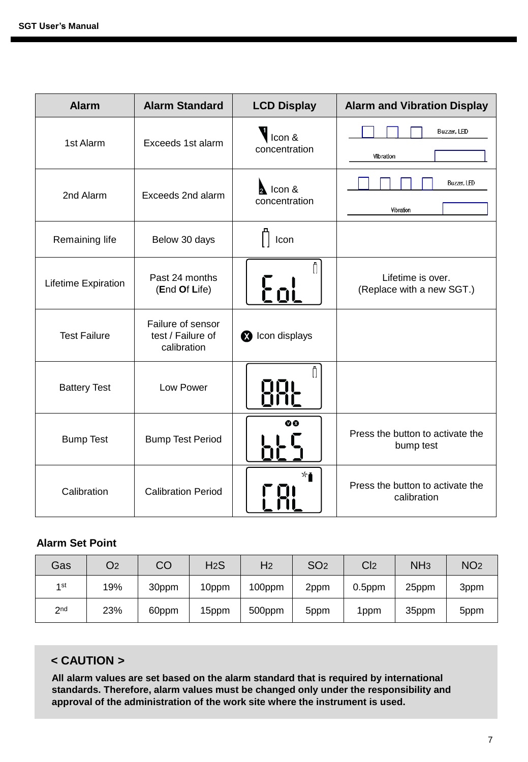| Alarm | Alarm Standard | LCD Display | Alarm and Vibration Display |
| --- | --- | --- | --- |
| 1st Alarm | Exceeds 1st alarm | Icon & concentration | Buzzer, LED / Vibration |
| 2nd Alarm | Exceeds 2nd alarm | Icon & concentration | Buzzer, LED / Vibration |
| Remaining life | Below 30 days | Icon | |
| Lifetime Expiration | Past 24 months (**E**nd **O**f **L**ife) | EoL | Lifetime is over. (Replace with a new SGT.) |
| Test Failure | Failure of sensor test / Failure of calibration | Icon displays | |
| Battery Test | Low Power | BAt | |
| Bump Test | Bump Test Period | btS | Press the button to activate the bump test |
| Calibration | Calibration Period | CAL | Press the button to activate the calibration |

**Alarm Set Point**

| Gas | $O_2$ | CO | $H_2S$ | $H_2$ | $SO_2$ | $Cl_2$ | $NH_3$ | $NO_2$ |
| --- | --- | --- | --- | --- | --- | --- | --- | --- |
| 1st | 19% | 30ppm | 10ppm | 100ppm | 2ppm | 0.5ppm | 25ppm | 3ppm |
| 2nd | 23% | 60ppm | 15ppm | 500ppm | 5ppm | 1ppm | 35ppm | 5ppm |

**< CAUTION >**

**All alarm values are set based on the alarm standard that is required by international standards. Therefore, alarm values must be changed only under the responsibility and approval of the administration of the work site where the instrument is used.**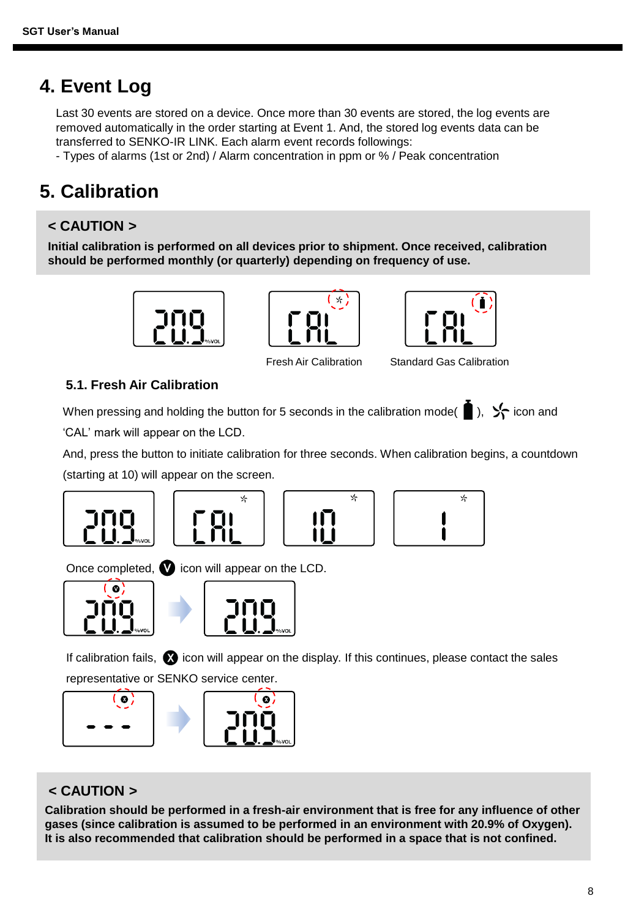## 4. Event Log

Last 30 events are stored on a device. Once more than 30 events are stored, the log events are removed automatically in the order starting at Event 1. And, the stored log events data can be transferred to SENKO-IR LINK. Each alarm event records followings:
- Types of alarms (1st or 2nd) / Alarm concentration in ppm or % / Peak concentration

## 5. Calibration

**< CAUTION >**

**Initial calibration is performed on all devices prior to shipment. Once received, calibration should be performed monthly (or quarterly) depending on frequency of use.**

Fresh Air Calibration

Standard Gas Calibration

### 5.1. Fresh Air Calibration

When pressing and holding the button for 5 seconds in the calibration mode( ), icon and 'CAL' mark will appear on the LCD.

And, press the button to initiate calibration for three seconds. When calibration begins, a countdown (starting at 10) will appear on the screen.

Once completed, icon will appear on the LCD.

If calibration fails, icon will appear on the display. If this continues, please contact the sales representative or SENKO service center.

**< CAUTION >**

**Calibration should be performed in a fresh-air environment that is free for any influence of other gases (since calibration is assumed to be performed in an environment with 20.9% of Oxygen). It is also recommended that calibration should be performed in a space that is not confined.**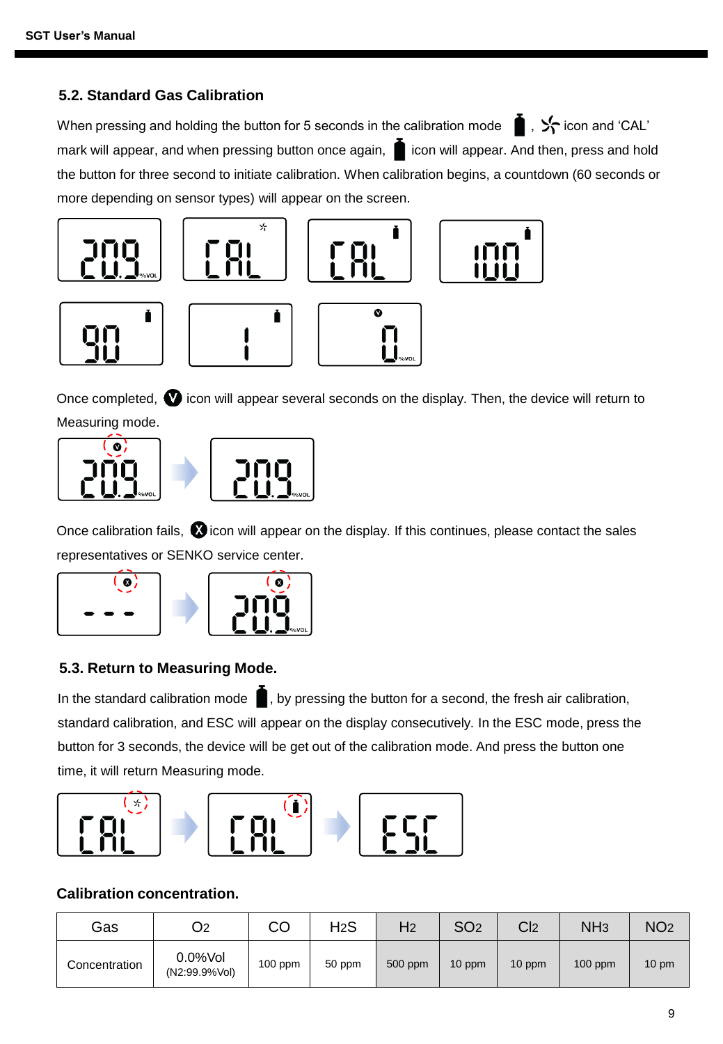## 5.2. Standard Gas Calibration

When pressing and holding the button for 5 seconds in the calibration mode , icon and 'CAL' mark will appear, and when pressing button once again, icon will appear. And then, press and hold the button for three second to initiate calibration. When calibration begins, a countdown (60 seconds or more depending on sensor types) will appear on the screen.

Once completed, icon will appear several seconds on the display. Then, the device will return to Measuring mode.

Once calibration fails, icon will appear on the display. If this continues, please contact the sales representatives or SENKO service center.

## 5.3. Return to Measuring Mode.

In the standard calibration mode , by pressing the button for a second, the fresh air calibration, standard calibration, and ESC will appear on the display consecutively. In the ESC mode, press the button for 3 seconds, the device will be get out of the calibration mode. And press the button one time, it will return Measuring mode.

### Calibration concentration.

| Gas | $O_2$ | CO | $H_2S$ | $H_2$ | $SO_2$ | $Cl_2$ | $NH_3$ | $NO_2$ |
|---|---|---|---|---|---|---|---|---|
| Concentration | 0.0%Vol (N2:99.9%Vol) | 100 ppm | 50 ppm | 500 ppm | 10 ppm | 10 ppm | 100 ppm | 10 pm |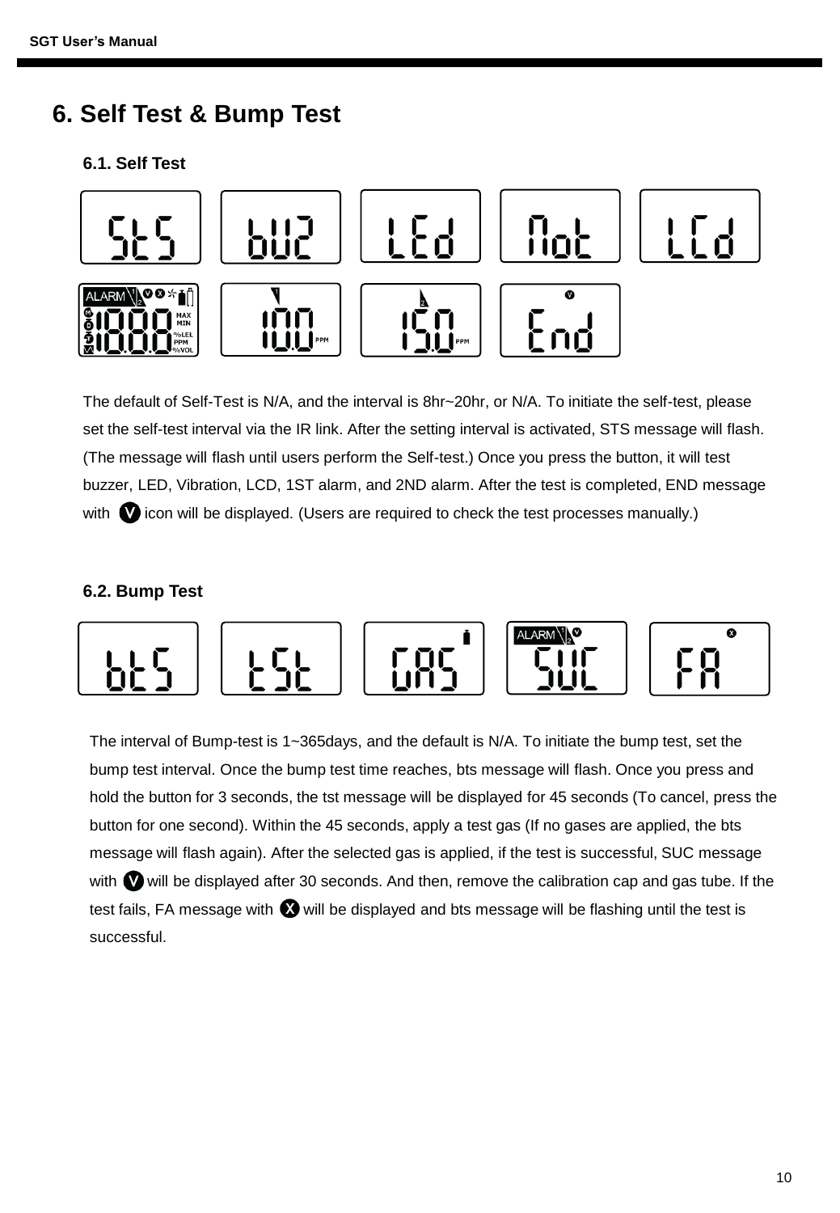# 6. Self Test & Bump Test

## 6.1. Self Test

The default of Self-Test is N/A, and the interval is 8hr~20hr, or N/A. To initiate the self-test, please set the self-test interval via the IR link. After the setting interval is activated, STS message will flash. (The message will flash until users perform the Self-test.) Once you press the button, it will test buzzer, LED, Vibration, LCD, 1ST alarm, and 2ND alarm. After the test is completed, END message with V icon will be displayed. (Users are required to check the test processes manually.)

## 6.2. Bump Test

The interval of Bump-test is 1~365days, and the default is N/A. To initiate the bump test, set the bump test interval. Once the bump test time reaches, bts message will flash. Once you press and hold the button for 3 seconds, the tst message will be displayed for 45 seconds (To cancel, press the button for one second). Within the 45 seconds, apply a test gas (If no gases are applied, the bts message will flash again). After the selected gas is applied, if the test is successful, SUC message with V will be displayed after 30 seconds. And then, remove the calibration cap and gas tube. If the test fails, FA message with X will be displayed and bts message will be flashing until the test is successful.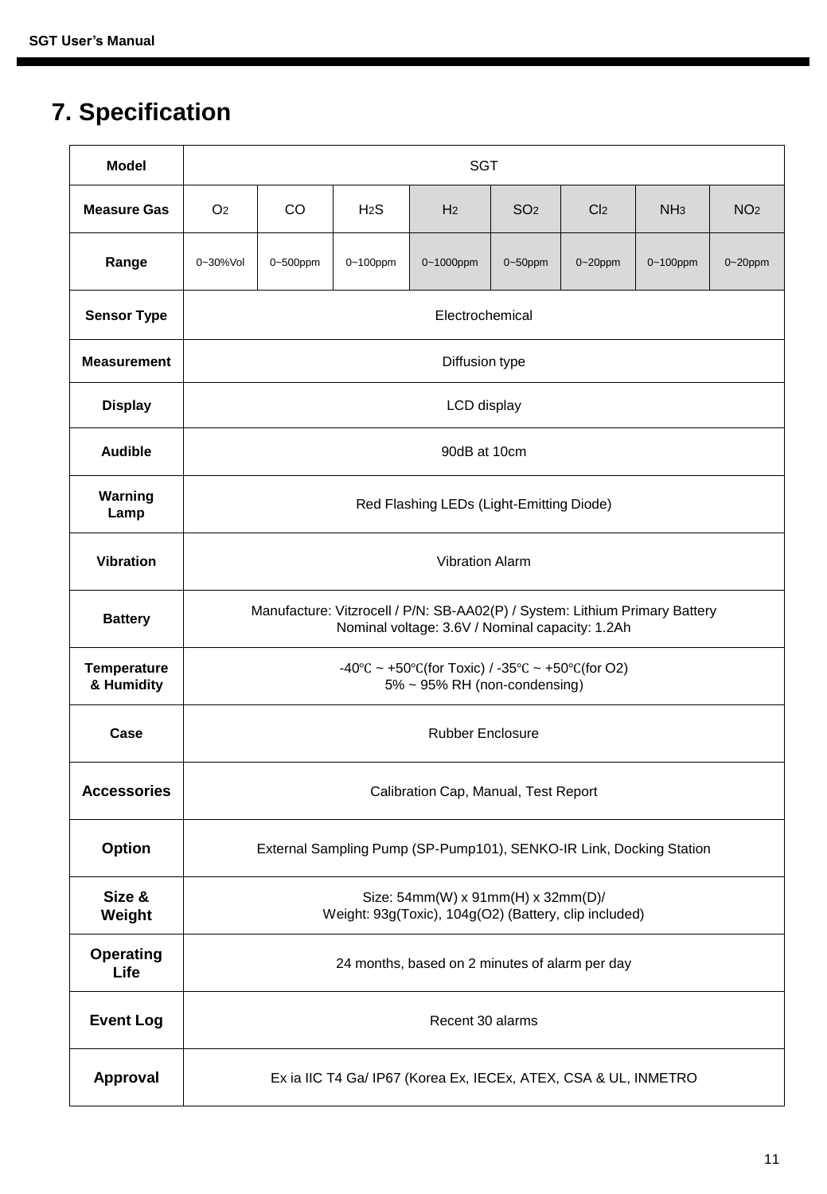# 7. Specification

| Model | SGT | | | | | | | |
|---|---|---|---|---|---|---|---|---|
| Measure Gas | $O_2$ | CO | $H_2S$ | $H_2$ | $SO_2$ | $Cl_2$ | $NH_3$ | $NO_2$ |
| Range | 0~30%Vol | 0~500ppm | 0~100ppm | 0~1000ppm | 0~50ppm | 0~20ppm | 0~100ppm | 0~20ppm |
| Sensor Type | Electrochemical | | | | | | | |
| Measurement | Diffusion type | | | | | | | |
| Display | LCD display | | | | | | | |
| Audible | 90dB at 10cm | | | | | | | |
| Warning Lamp | Red Flashing LEDs (Light-Emitting Diode) | | | | | | | |
| Vibration | Vibration Alarm | | | | | | | |
| Battery | Manufacture: Vitzrocell / P/N: SB-AA02(P) / System: Lithium Primary Battery<br>Nominal voltage: 3.6V / Nominal capacity: 1.2Ah | | | | | | | |
| Temperature & Humidity | -40℃ ~ +50℃(for Toxic) / -35℃ ~ +50℃(for O2)<br>5% ~ 95% RH (non-condensing) | | | | | | | |
| Case | Rubber Enclosure | | | | | | | |
| Accessories | Calibration Cap, Manual, Test Report | | | | | | | |
| Option | External Sampling Pump (SP-Pump101), SENKO-IR Link, Docking Station | | | | | | | |
| Size & Weight | Size: 54mm(W) x 91mm(H) x 32mm(D)/<br>Weight: 93g(Toxic), 104g(O2) (Battery, clip included) | | | | | | | |
| Operating Life | 24 months, based on 2 minutes of alarm per day | | | | | | | |
| Event Log | Recent 30 alarms | | | | | | | |
| Approval | Ex ia IIC T4 Ga/ IP67 (Korea Ex, IECEx, ATEX, CSA & UL, INMETRO | | | | | | | |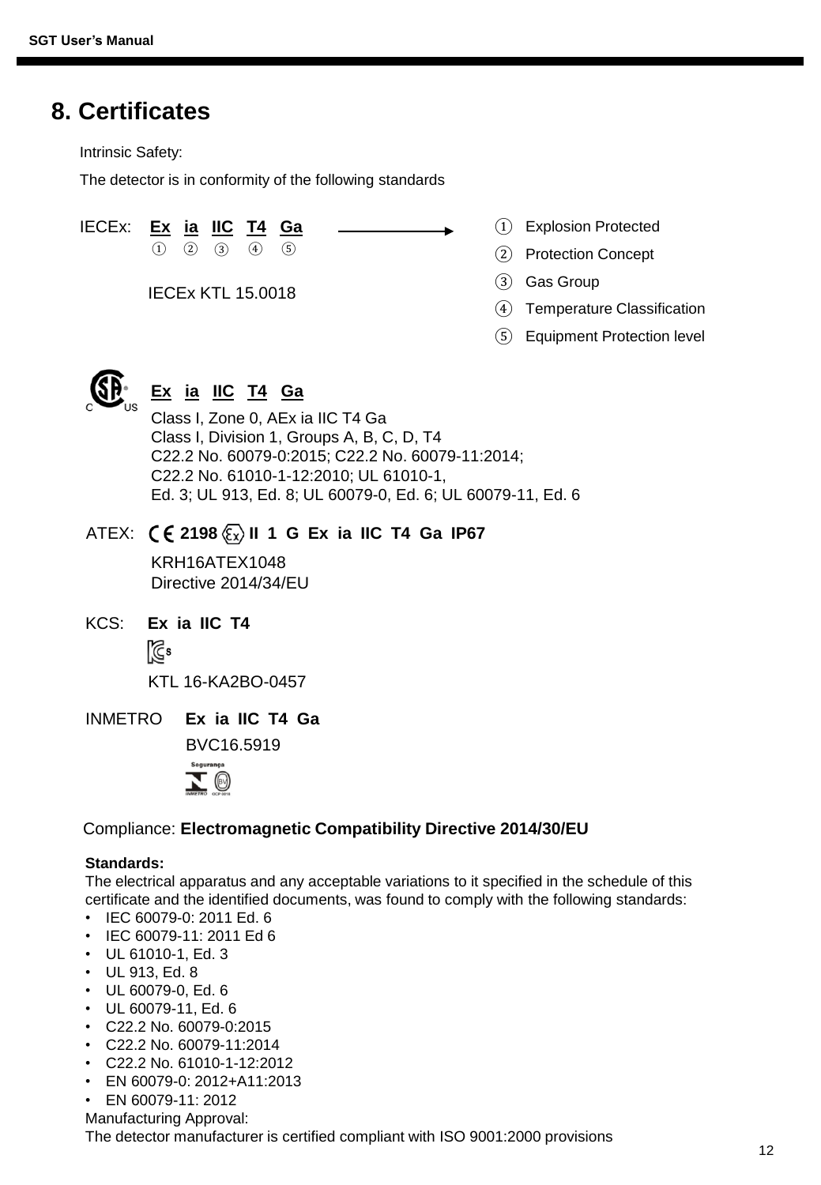## 8. Certificates

Intrinsic Safety:

The detector is in conformity of the following standards

IECEx: **Ex ia IIC T4 Ga**
① ② ③ ④ ⑤

IECEx KTL 15.0018

① Explosion Protected
② Protection Concept
③ Gas Group
④ Temperature Classification
⑤ Equipment Protection level

**Ex ia IIC T4 Ga**

Class I, Zone 0, AEx ia IIC T4 Ga
Class I, Division 1, Groups A, B, C, D, T4
C22.2 No. 60079-0:2015; C22.2 No. 60079-11:2014;
C22.2 No. 61010-1-12:2010; UL 61010-1,
Ed. 3; UL 913, Ed. 8; UL 60079-0, Ed. 6; UL 60079-11, Ed. 6

ATEX: CE **2198** Ex **II 1 G Ex ia IIC T4 Ga IP67**

KRH16ATEX1048
Directive 2014/34/EU

KCS: **Ex ia IIC T4**

KTL 16-KA2BO-0457

INMETRO **Ex ia IIC T4 Ga**

BVC16.5919

Compliance: **Electromagnetic Compatibility Directive 2014/30/EU**

**Standards:**
The electrical apparatus and any acceptable variations to it specified in the schedule of this certificate and the identified documents, was found to comply with the following standards:

- IEC 60079-0: 2011 Ed. 6
- IEC 60079-11: 2011 Ed 6
- UL 61010-1, Ed. 3
- UL 913, Ed. 8
- UL 60079-0, Ed. 6
- UL 60079-11, Ed. 6
- C22.2 No. 60079-0:2015
- C22.2 No. 60079-11:2014
- C22.2 No. 61010-1-12:2012
- EN 60079-0: 2012+A11:2013
- EN 60079-11: 2012

Manufacturing Approval:
The detector manufacturer is certified compliant with ISO 9001:2000 provisions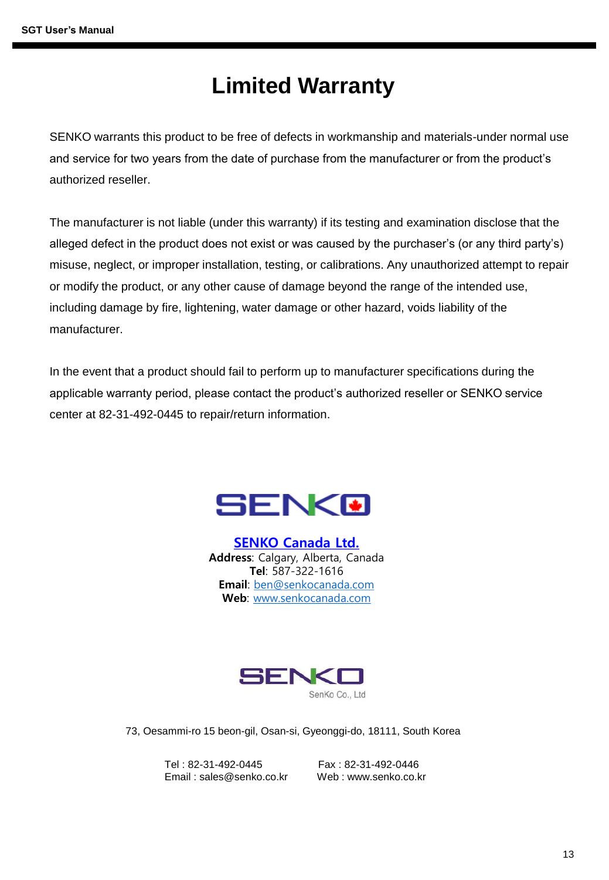# Limited Warranty

SENKO warrants this product to be free of defects in workmanship and materials-under normal use and service for two years from the date of purchase from the manufacturer or from the product's authorized reseller.

The manufacturer is not liable (under this warranty) if its testing and examination disclose that the alleged defect in the product does not exist or was caused by the purchaser's (or any third party's) misuse, neglect, or improper installation, testing, or calibrations. Any unauthorized attempt to repair or modify the product, or any other cause of damage beyond the range of the intended use, including damage by fire, lightening, water damage or other hazard, voids liability of the manufacturer.

In the event that a product should fail to perform up to manufacturer specifications during the applicable warranty period, please contact the product's authorized reseller or SENKO service center at 82-31-492-0445 to repair/return information.

SENKO

**SENKO Canada Ltd.**
**Address**: Calgary, Alberta, Canada
**Tel**: 587-322-1616
**Email**: ben@senkocanada.com
**Web**: www.senkocanada.com

SENKO
SenKo Co., Ltd

73, Oesammi-ro 15 beon-gil, Osan-si, Gyeonggi-do, 18111, South Korea

Tel : 82-31-492-0445 Fax : 82-31-492-0446
Email : sales@senko.co.kr Web : www.senko.co.kr